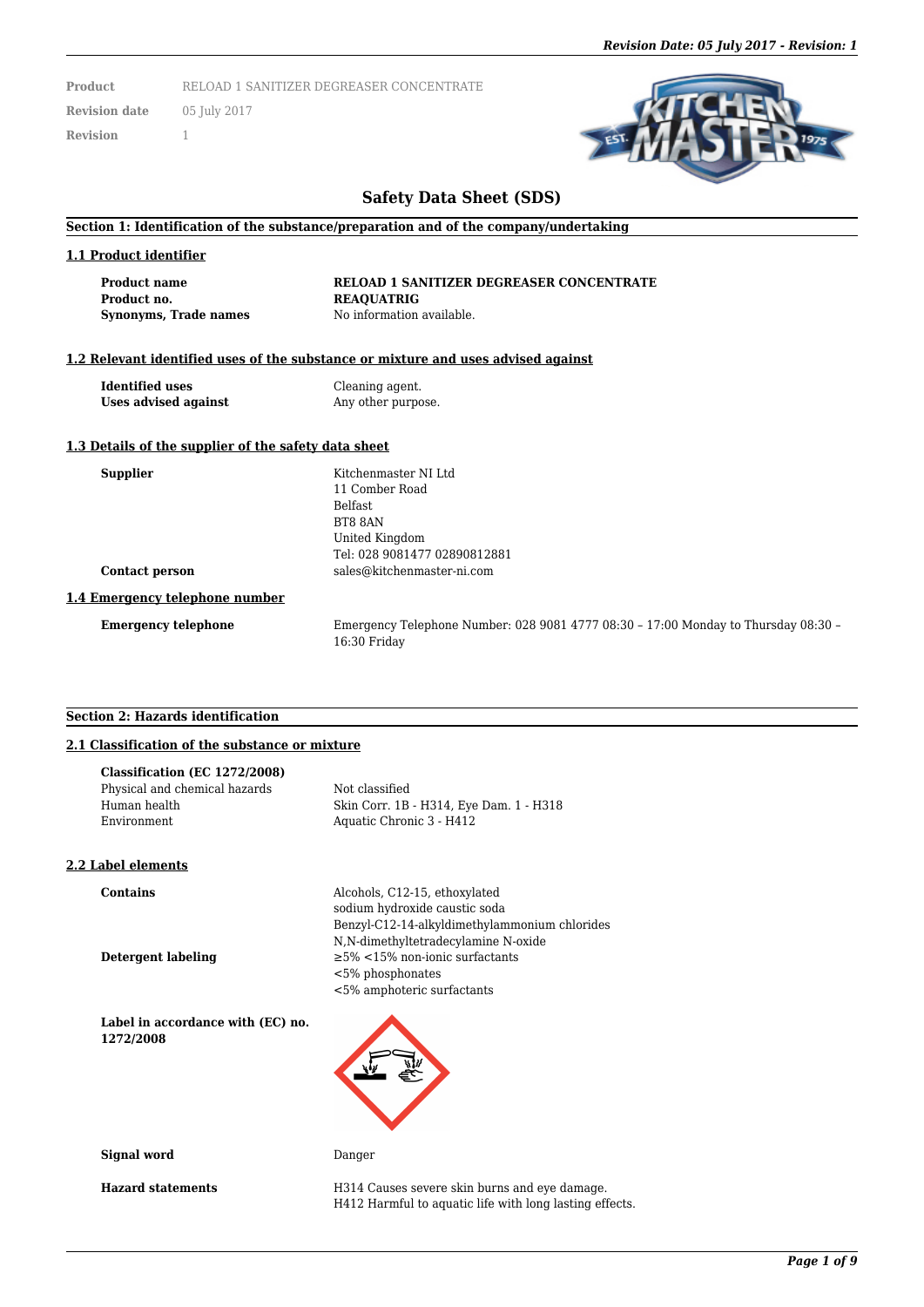| | |
|---|---|
| **Product** | RELOAD 1 SANITIZER DEGREASER CONCENTRATE |
| **Revision date** | 05 July 2017 |
| **Revision** | 1 |

# Safety Data Sheet (SDS)

## Section 1: Identification of the substance/preparation and of the company/undertaking

### 1.1 Product identifier

| | |
|---|---|
| **Product name** | **RELOAD 1 SANITIZER DEGREASER CONCENTRATE** |
| **Product no.** | **REAQUATRIG** |
| **Synonyms, Trade names** | No information available. |

### 1.2 Relevant identified uses of the substance or mixture and uses advised against

| | |
|---|---|
| **Identified uses** | Cleaning agent. |
| **Uses advised against** | Any other purpose. |

### 1.3 Details of the supplier of the safety data sheet

| | |
|---|---|
| **Supplier** | Kitchenmaster NI Ltd<br>11 Comber Road<br>Belfast<br>BT8 8AN<br>United Kingdom<br>Tel: 028 9081477 02890812881 |
| **Contact person** | sales@kitchenmaster-ni.com |

### 1.4 Emergency telephone number

| | |
|---|---|
| **Emergency telephone** | Emergency Telephone Number: 028 9081 4777 08:30 – 17:00 Monday to Thursday 08:30 – 16:30 Friday |

## Section 2: Hazards identification

### 2.1 Classification of the substance or mixture

**Classification (EC 1272/2008)**

| | |
|---|---|
| Physical and chemical hazards | Not classified |
| Human health | Skin Corr. 1B - H314, Eye Dam. 1 - H318 |
| Environment | Aquatic Chronic 3 - H412 |

### 2.2 Label elements

| | |
|---|---|
| **Contains** | Alcohols, C12-15, ethoxylated<br>sodium hydroxide caustic soda<br>Benzyl-C12-14-alkyldimethylammonium chlorides<br>N,N-dimethyltetradecylamine N-oxide |
| **Detergent labeling** | ≥5% <15% non-ionic surfactants<br><5% phosphonates<br><5% amphoteric surfactants |
| **Label in accordance with (EC) no. 1272/2008** | |
| **Signal word** | Danger |
| **Hazard statements** | H314 Causes severe skin burns and eye damage.<br>H412 Harmful to aquatic life with long lasting effects. |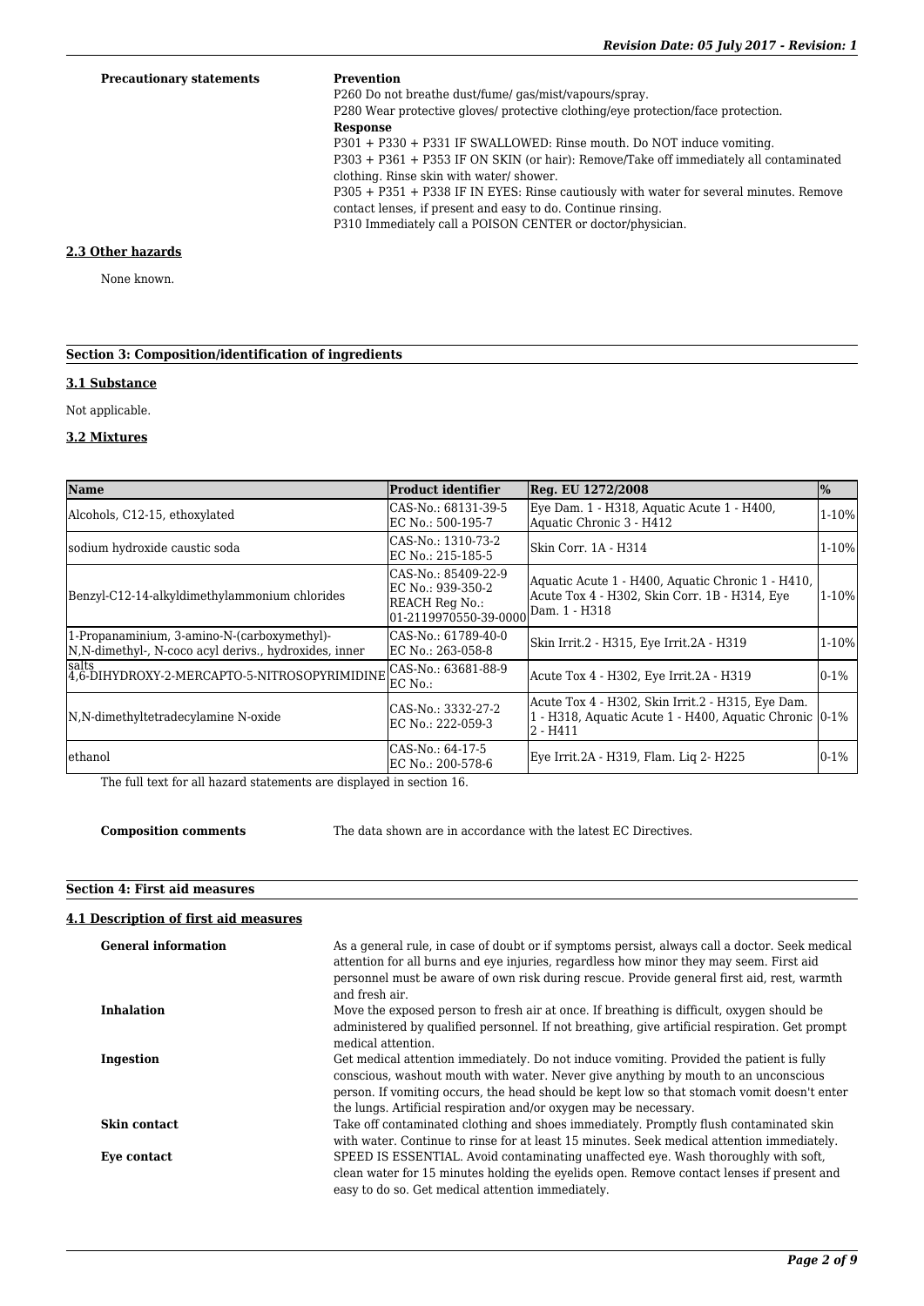**Precautionary statements**

**Prevention**

P260 Do not breathe dust/fume/ gas/mist/vapours/spray.

P280 Wear protective gloves/ protective clothing/eye protection/face protection.

**Response**

P301 + P330 + P331 IF SWALLOWED: Rinse mouth. Do NOT induce vomiting.

P303 + P361 + P353 IF ON SKIN (or hair): Remove/Take off immediately all contaminated clothing. Rinse skin with water/ shower.

P305 + P351 + P338 IF IN EYES: Rinse cautiously with water for several minutes. Remove contact lenses, if present and easy to do. Continue rinsing.

P310 Immediately call a POISON CENTER or doctor/physician.

## 2.3 Other hazards

None known.

## Section 3: Composition/identification of ingredients

### 3.1 Substance

Not applicable.

### 3.2 Mixtures

| Name | Product identifier | Reg. EU 1272/2008 | % |
|---|---|---|---|
| Alcohols, C12-15, ethoxylated | CAS-No.: 68131-39-5<br>EC No.: 500-195-7 | Eye Dam. 1 - H318, Aquatic Acute 1 - H400, Aquatic Chronic 3 - H412 | 1-10% |
| sodium hydroxide caustic soda | CAS-No.: 1310-73-2<br>EC No.: 215-185-5 | Skin Corr. 1A - H314 | 1-10% |
| Benzyl-C12-14-alkyldimethylammonium chlorides | CAS-No.: 85409-22-9<br>EC No.: 939-350-2<br>REACH Reg No.: 01-2119970550-39-0000 | Aquatic Acute 1 - H400, Aquatic Chronic 1 - H410, Acute Tox 4 - H302, Skin Corr. 1B - H314, Eye Dam. 1 - H318 | 1-10% |
| 1-Propanaminium, 3-amino-N-(carboxymethyl)-N,N-dimethyl-, N-coco acyl derivs., hydroxides, inner salts | CAS-No.: 61789-40-0<br>EC No.: 263-058-8 | Skin Irrit.2 - H315, Eye Irrit.2A - H319 | 1-10% |
| 4,6-DIHYDROXY-2-MERCAPTO-5-NITROSOPYRIMIDINE | CAS-No.: 63681-88-9<br>EC No.: | Acute Tox 4 - H302, Eye Irrit.2A - H319 | 0-1% |
| N,N-dimethyltetradecylamine N-oxide | CAS-No.: 3332-27-2<br>EC No.: 222-059-3 | Acute Tox 4 - H302, Skin Irrit.2 - H315, Eye Dam. 1 - H318, Aquatic Acute 1 - H400, Aquatic Chronic 2 - H411 | 0-1% |
| ethanol | CAS-No.: 64-17-5<br>EC No.: 200-578-6 | Eye Irrit.2A - H319, Flam. Liq 2- H225 | 0-1% |

The full text for all hazard statements are displayed in section 16.

**Composition comments** The data shown are in accordance with the latest EC Directives.

## Section 4: First aid measures

### 4.1 Description of first aid measures

**General information** As a general rule, in case of doubt or if symptoms persist, always call a doctor. Seek medical attention for all burns and eye injuries, regardless how minor they may seem. First aid personnel must be aware of own risk during rescue. Provide general first aid, rest, warmth and fresh air.

**Inhalation** Move the exposed person to fresh air at once. If breathing is difficult, oxygen should be administered by qualified personnel. If not breathing, give artificial respiration. Get prompt medical attention.

**Ingestion** Get medical attention immediately. Do not induce vomiting. Provided the patient is fully conscious, washout mouth with water. Never give anything by mouth to an unconscious person. If vomiting occurs, the head should be kept low so that stomach vomit doesn't enter the lungs. Artificial respiration and/or oxygen may be necessary.

**Skin contact** Take off contaminated clothing and shoes immediately. Promptly flush contaminated skin with water. Continue to rinse for at least 15 minutes. Seek medical attention immediately.

**Eye contact** SPEED IS ESSENTIAL. Avoid contaminating unaffected eye. Wash thoroughly with soft, clean water for 15 minutes holding the eyelids open. Remove contact lenses if present and easy to do so. Get medical attention immediately.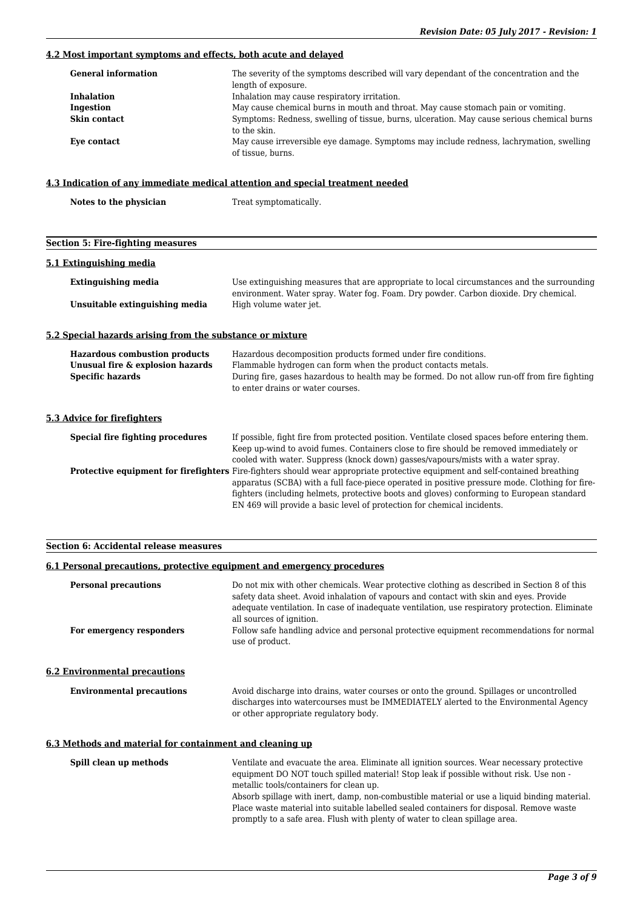### 4.2 Most important symptoms and effects, both acute and delayed

| | |
|---|---|
| **General information** | The severity of the symptoms described will vary dependant of the concentration and the length of exposure. |
| **Inhalation** | Inhalation may cause respiratory irritation. |
| **Ingestion** | May cause chemical burns in mouth and throat. May cause stomach pain or vomiting. |
| **Skin contact** | Symptoms: Redness, swelling of tissue, burns, ulceration. May cause serious chemical burns to the skin. |
| **Eye contact** | May cause irreversible eye damage. Symptoms may include redness, lachrymation, swelling of tissue, burns. |

### 4.3 Indication of any immediate medical attention and special treatment needed

| | |
|---|---|
| **Notes to the physician** | Treat symptomatically. |

## Section 5: Fire-fighting measures

### 5.1 Extinguishing media

| | |
|---|---|
| **Extinguishing media** | Use extinguishing measures that are appropriate to local circumstances and the surrounding environment. Water spray. Water fog. Foam. Dry powder. Carbon dioxide. Dry chemical. |
| **Unsuitable extinguishing media** | High volume water jet. |

### 5.2 Special hazards arising from the substance or mixture

| | |
|---|---|
| **Hazardous combustion products** | Hazardous decomposition products formed under fire conditions. |
| **Unusual fire & explosion hazards** | Flammable hydrogen can form when the product contacts metals. |
| **Specific hazards** | During fire, gases hazardous to health may be formed. Do not allow run-off from fire fighting to enter drains or water courses. |

### 5.3 Advice for firefighters

| | |
|---|---|
| **Special fire fighting procedures** | If possible, fight fire from protected position. Ventilate closed spaces before entering them. Keep up-wind to avoid fumes. Containers close to fire should be removed immediately or cooled with water. Suppress (knock down) gasses/vapours/mists with a water spray. |
| **Protective equipment for firefighters** | Fire-fighters should wear appropriate protective equipment and self-contained breathing apparatus (SCBA) with a full face-piece operated in positive pressure mode. Clothing for fire-fighters (including helmets, protective boots and gloves) conforming to European standard EN 469 will provide a basic level of protection for chemical incidents. |

## Section 6: Accidental release measures

### 6.1 Personal precautions, protective equipment and emergency procedures

| | |
|---|---|
| **Personal precautions** | Do not mix with other chemicals. Wear protective clothing as described in Section 8 of this safety data sheet. Avoid inhalation of vapours and contact with skin and eyes. Provide adequate ventilation. In case of inadequate ventilation, use respiratory protection. Eliminate all sources of ignition. |
| **For emergency responders** | Follow safe handling advice and personal protective equipment recommendations for normal use of product. |

### 6.2 Environmental precautions

| | |
|---|---|
| **Environmental precautions** | Avoid discharge into drains, water courses or onto the ground. Spillages or uncontrolled discharges into watercourses must be IMMEDIATELY alerted to the Environmental Agency or other appropriate regulatory body. |

### 6.3 Methods and material for containment and cleaning up

| | |
|---|---|
| **Spill clean up methods** | Ventilate and evacuate the area. Eliminate all ignition sources. Wear necessary protective equipment DO NOT touch spilled material! Stop leak if possible without risk. Use non - metallic tools/containers for clean up.<br>Absorb spillage with inert, damp, non-combustible material or use a liquid binding material. Place waste material into suitable labelled sealed containers for disposal. Remove waste promptly to a safe area. Flush with plenty of water to clean spillage area. |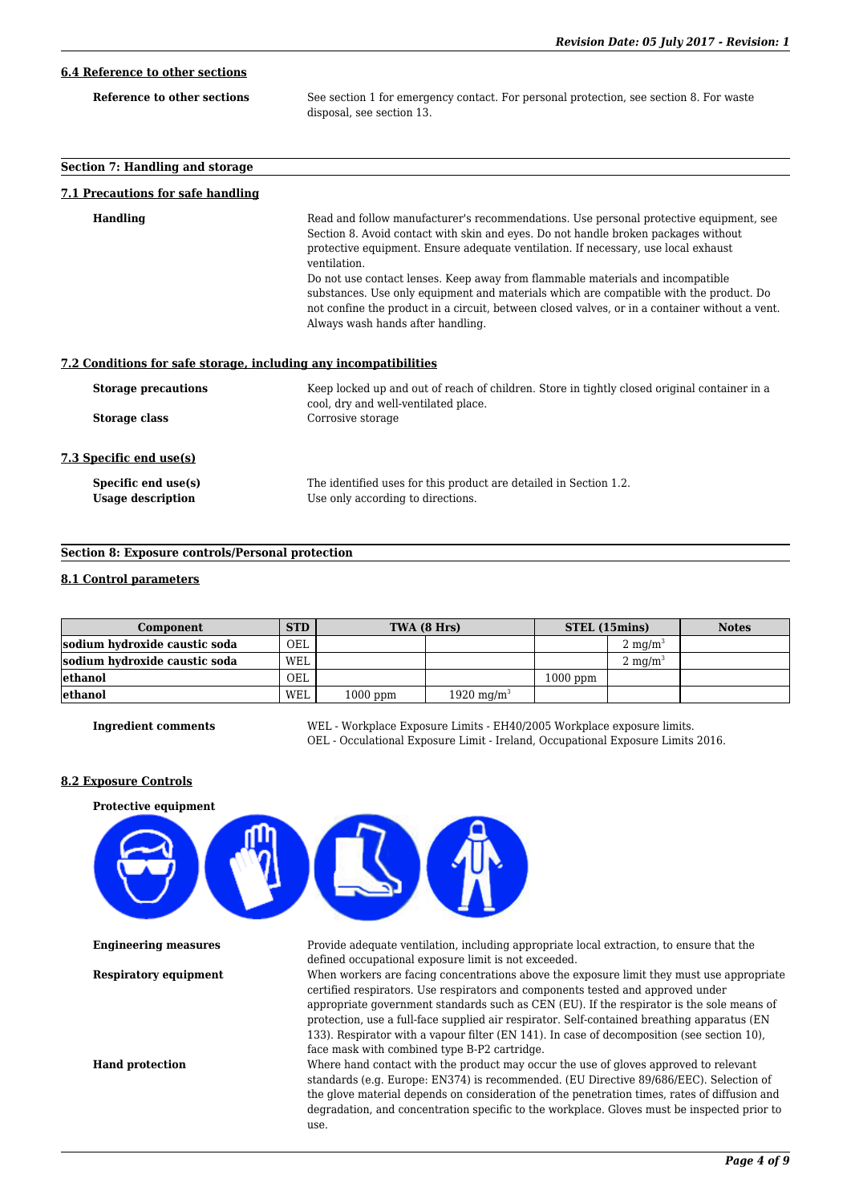### 6.4 Reference to other sections

**Reference to other sections** See section 1 for emergency contact. For personal protection, see section 8. For waste disposal, see section 13.

## Section 7: Handling and storage

### 7.1 Precautions for safe handling

**Handling** Read and follow manufacturer's recommendations. Use personal protective equipment, see Section 8. Avoid contact with skin and eyes. Do not handle broken packages without protective equipment. Ensure adequate ventilation. If necessary, use local exhaust ventilation.
Do not use contact lenses. Keep away from flammable materials and incompatible substances. Use only equipment and materials which are compatible with the product. Do not confine the product in a circuit, between closed valves, or in a container without a vent. Always wash hands after handling.

### 7.2 Conditions for safe storage, including any incompatibilities

**Storage precautions** Keep locked up and out of reach of children. Store in tightly closed original container in a cool, dry and well-ventilated place.

**Storage class** Corrosive storage

### 7.3 Specific end use(s)

**Specific end use(s)** The identified uses for this product are detailed in Section 1.2.

**Usage description** Use only according to directions.

## Section 8: Exposure controls/Personal protection

### 8.1 Control parameters

| Component | STD | TWA (8 Hrs) | | STEL (15mins) | | Notes |
|---|---|---|---|---|---|---|
| sodium hydroxide caustic soda | OEL | | | | 2 $mg/m^3$ | |
| sodium hydroxide caustic soda | WEL | | | | 2 $mg/m^3$ | |
| ethanol | OEL | | | 1000 ppm | | |
| ethanol | WEL | 1000 ppm | 1920 $mg/m^3$ | | | |

**Ingredient comments** WEL - Workplace Exposure Limits - EH40/2005 Workplace exposure limits.
OEL - Occulational Exposure Limit - Ireland, Occupational Exposure Limits 2016.

### 8.2 Exposure Controls

**Protective equipment**

**Engineering measures** Provide adequate ventilation, including appropriate local extraction, to ensure that the defined occupational exposure limit is not exceeded.

**Respiratory equipment** When workers are facing concentrations above the exposure limit they must use appropriate certified respirators. Use respirators and components tested and approved under appropriate government standards such as CEN (EU). If the respirator is the sole means of protection, use a full-face supplied air respirator. Self-contained breathing apparatus (EN 133). Respirator with a vapour filter (EN 141). In case of decomposition (see section 10), face mask with combined type B-P2 cartridge.

**Hand protection** Where hand contact with the product may occur the use of gloves approved to relevant standards (e.g. Europe: EN374) is recommended. (EU Directive 89/686/EEC). Selection of the glove material depends on consideration of the penetration times, rates of diffusion and degradation, and concentration specific to the workplace. Gloves must be inspected prior to use.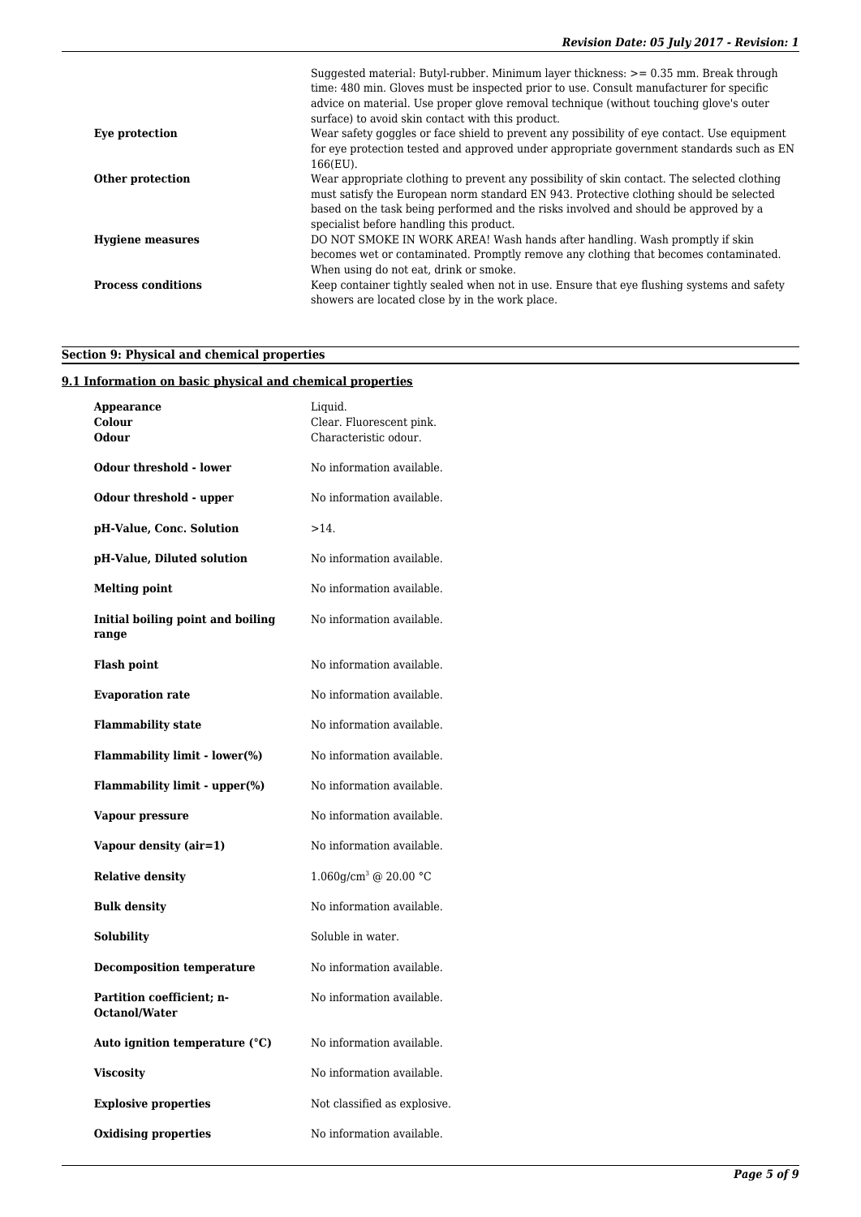| | |
|---|---|
| | Suggested material: Butyl-rubber. Minimum layer thickness: >= 0.35 mm. Break through time: 480 min. Gloves must be inspected prior to use. Consult manufacturer for specific advice on material. Use proper glove removal technique (without touching glove's outer surface) to avoid skin contact with this product. |
| **Eye protection** | Wear safety goggles or face shield to prevent any possibility of eye contact. Use equipment for eye protection tested and approved under appropriate government standards such as EN 166(EU). |
| **Other protection** | Wear appropriate clothing to prevent any possibility of skin contact. The selected clothing must satisfy the European norm standard EN 943. Protective clothing should be selected based on the task being performed and the risks involved and should be approved by a specialist before handling this product. |
| **Hygiene measures** | DO NOT SMOKE IN WORK AREA! Wash hands after handling. Wash promptly if skin becomes wet or contaminated. Promptly remove any clothing that becomes contaminated. When using do not eat, drink or smoke. |
| **Process conditions** | Keep container tightly sealed when not in use. Ensure that eye flushing systems and safety showers are located close by in the work place. |

## Section 9: Physical and chemical properties

### 9.1 Information on basic physical and chemical properties

| | |
|---|---|
| **Appearance** | Liquid. |
| **Colour** | Clear. Fluorescent pink. |
| **Odour** | Characteristic odour. |
| **Odour threshold - lower** | No information available. |
| **Odour threshold - upper** | No information available. |
| **pH-Value, Conc. Solution** | >14. |
| **pH-Value, Diluted solution** | No information available. |
| **Melting point** | No information available. |
| **Initial boiling point and boiling range** | No information available. |
| **Flash point** | No information available. |
| **Evaporation rate** | No information available. |
| **Flammability state** | No information available. |
| **Flammability limit - lower(%)** | No information available. |
| **Flammability limit - upper(%)** | No information available. |
| **Vapour pressure** | No information available. |
| **Vapour density (air=1)** | No information available. |
| **Relative density** | 1.060g/cm$^3$ @ 20.00 °C |
| **Bulk density** | No information available. |
| **Solubility** | Soluble in water. |
| **Decomposition temperature** | No information available. |
| **Partition coefficient; n-Octanol/Water** | No information available. |
| **Auto ignition temperature (°C)** | No information available. |
| **Viscosity** | No information available. |
| **Explosive properties** | Not classified as explosive. |
| **Oxidising properties** | No information available. |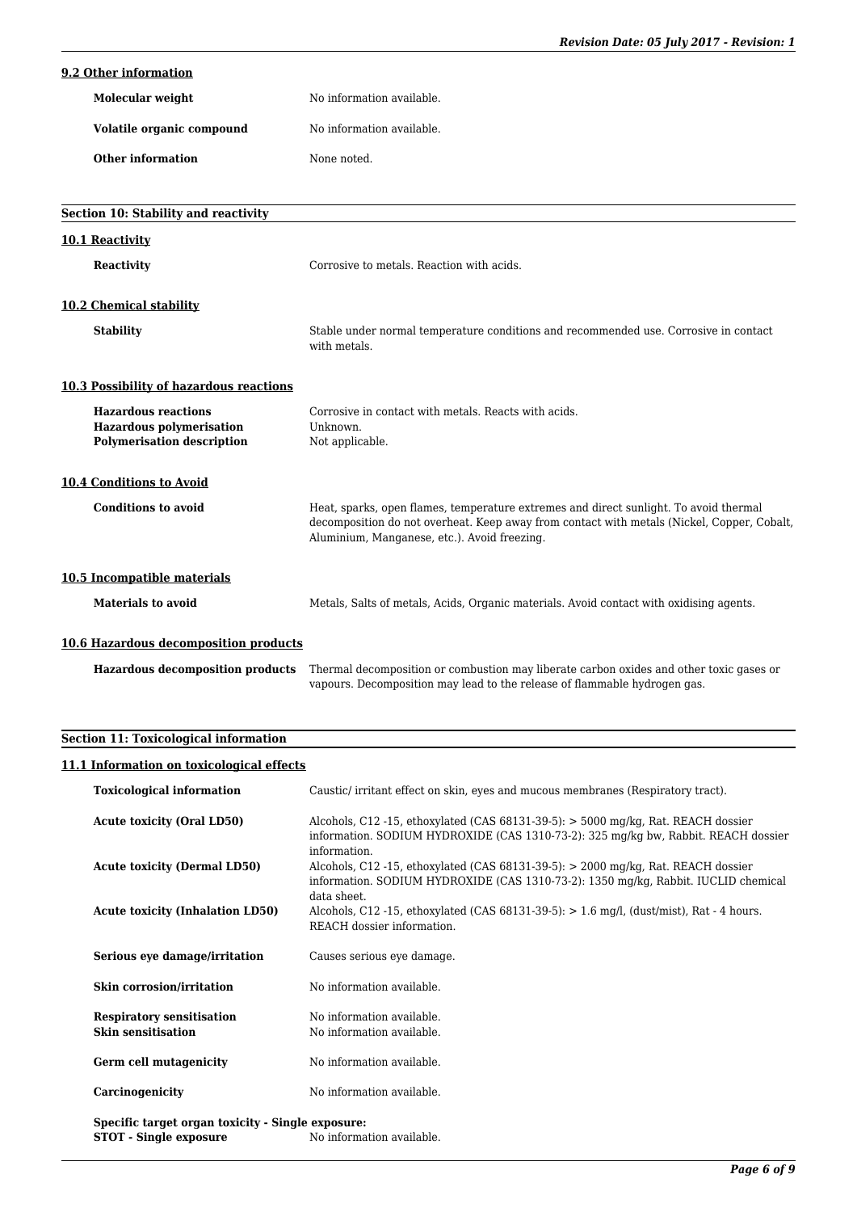### 9.2 Other information

| | |
|---|---|
| **Molecular weight** | No information available. |
| **Volatile organic compound** | No information available. |
| **Other information** | None noted. |

## Section 10: Stability and reactivity

### 10.1 Reactivity

| | |
|---|---|
| **Reactivity** | Corrosive to metals. Reaction with acids. |

### 10.2 Chemical stability

| | |
|---|---|
| **Stability** | Stable under normal temperature conditions and recommended use. Corrosive in contact with metals. |

### 10.3 Possibility of hazardous reactions

| | |
|---|---|
| **Hazardous reactions** | Corrosive in contact with metals. Reacts with acids. |
| **Hazardous polymerisation** | Unknown. |
| **Polymerisation description** | Not applicable. |

### 10.4 Conditions to Avoid

| | |
|---|---|
| **Conditions to avoid** | Heat, sparks, open flames, temperature extremes and direct sunlight. To avoid thermal decomposition do not overheat. Keep away from contact with metals (Nickel, Copper, Cobalt, Aluminium, Manganese, etc.). Avoid freezing. |

### 10.5 Incompatible materials

| | |
|---|---|
| **Materials to avoid** | Metals, Salts of metals, Acids, Organic materials. Avoid contact with oxidising agents. |

### 10.6 Hazardous decomposition products

| | |
|---|---|
| **Hazardous decomposition products** | Thermal decomposition or combustion may liberate carbon oxides and other toxic gases or vapours. Decomposition may lead to the release of flammable hydrogen gas. |

## Section 11: Toxicological information

### 11.1 Information on toxicological effects

| | |
|---|---|
| **Toxicological information** | Caustic/ irritant effect on skin, eyes and mucous membranes (Respiratory tract). |
| **Acute toxicity (Oral LD50)** | Alcohols, C12 -15, ethoxylated (CAS 68131-39-5): > 5000 mg/kg, Rat. REACH dossier information. SODIUM HYDROXIDE (CAS 1310-73-2): 325 mg/kg bw, Rabbit. REACH dossier information. |
| **Acute toxicity (Dermal LD50)** | Alcohols, C12 -15, ethoxylated (CAS 68131-39-5): > 2000 mg/kg, Rat. REACH dossier information. SODIUM HYDROXIDE (CAS 1310-73-2): 1350 mg/kg, Rabbit. IUCLID chemical data sheet. |
| **Acute toxicity (Inhalation LD50)** | Alcohols, C12 -15, ethoxylated (CAS 68131-39-5): > 1.6 mg/l, (dust/mist), Rat - 4 hours. REACH dossier information. |
| **Serious eye damage/irritation** | Causes serious eye damage. |
| **Skin corrosion/irritation** | No information available. |
| **Respiratory sensitisation** | No information available. |
| **Skin sensitisation** | No information available. |
| **Germ cell mutagenicity** | No information available. |
| **Carcinogenicity** | No information available. |

**Specific target organ toxicity - Single exposure:**

| | |
|---|---|
| **STOT - Single exposure** | No information available. |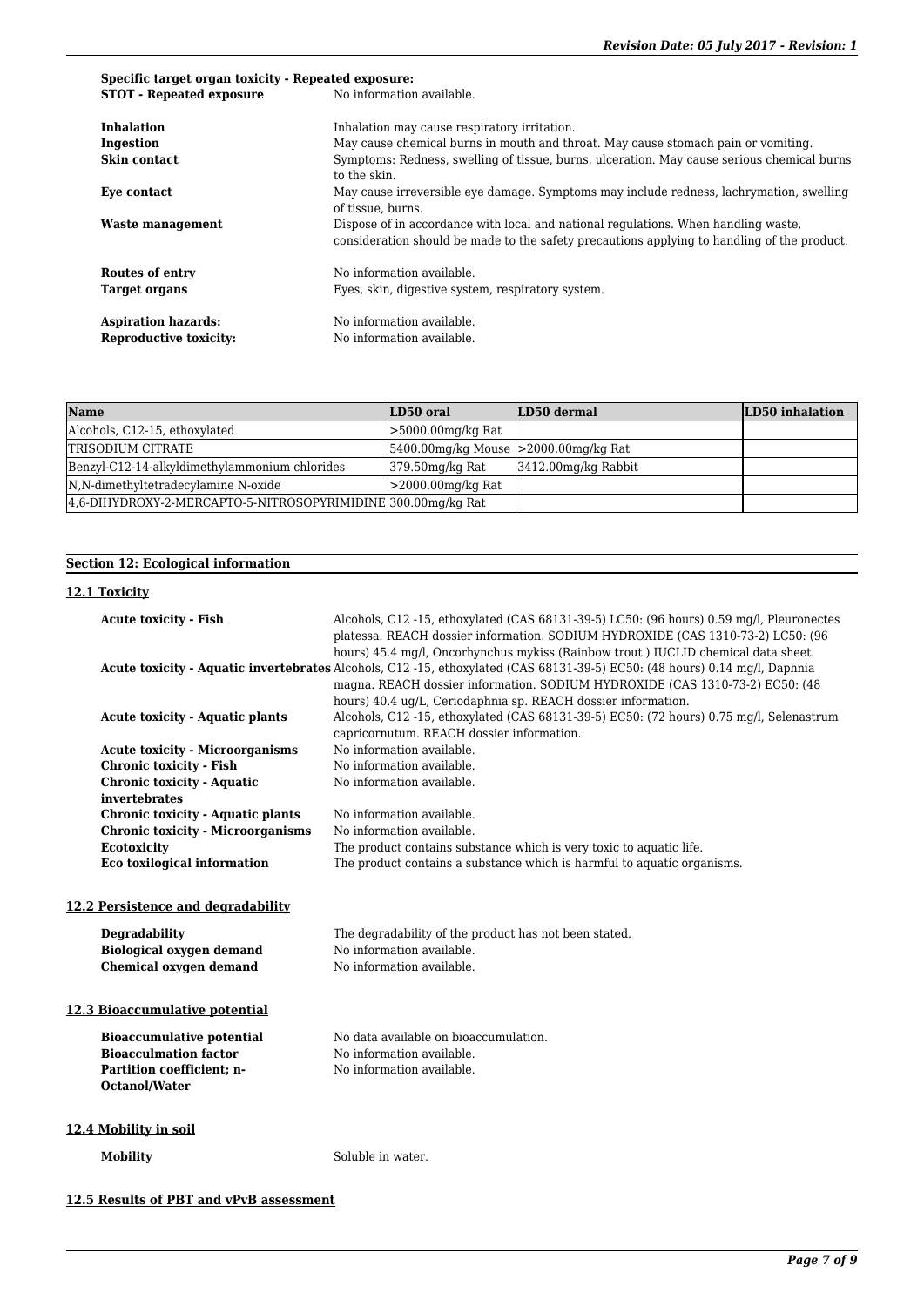**Specific target organ toxicity - Repeated exposure:**

| | |
|---|---|
| **STOT - Repeated exposure** | No information available. |
| **Inhalation** | Inhalation may cause respiratory irritation. |
| **Ingestion** | May cause chemical burns in mouth and throat. May cause stomach pain or vomiting. |
| **Skin contact** | Symptoms: Redness, swelling of tissue, burns, ulceration. May cause serious chemical burns to the skin. |
| **Eye contact** | May cause irreversible eye damage. Symptoms may include redness, lachrymation, swelling of tissue, burns. |
| **Waste management** | Dispose of in accordance with local and national regulations. When handling waste, consideration should be made to the safety precautions applying to handling of the product. |
| **Routes of entry** | No information available. |
| **Target organs** | Eyes, skin, digestive system, respiratory system. |
| **Aspiration hazards:** | No information available. |
| **Reproductive toxicity:** | No information available. |

| Name | LD50 oral | LD50 dermal | LD50 inhalation |
|---|---|---|---|
| Alcohols, C12-15, ethoxylated | >5000.00mg/kg Rat | | |
| TRISODIUM CITRATE | 5400.00mg/kg Mouse | >2000.00mg/kg Rat | |
| Benzyl-C12-14-alkyldimethylammonium chlorides | 379.50mg/kg Rat | 3412.00mg/kg Rabbit | |
| N,N-dimethyltetradecylamine N-oxide | >2000.00mg/kg Rat | | |
| 4,6-DIHYDROXY-2-MERCAPTO-5-NITROSOPYRIMIDINE | 300.00mg/kg Rat | | |

## Section 12: Ecological information

### 12.1 Toxicity

| | |
|---|---|
| **Acute toxicity - Fish** | Alcohols, C12 -15, ethoxylated (CAS 68131-39-5) LC50: (96 hours) 0.59 mg/l, Pleuronectes platessa. REACH dossier information. SODIUM HYDROXIDE (CAS 1310-73-2) LC50: (96 hours) 45.4 mg/l, Oncorhynchus mykiss (Rainbow trout.) IUCLID chemical data sheet. |
| **Acute toxicity - Aquatic invertebrates** | Alcohols, C12 -15, ethoxylated (CAS 68131-39-5) EC50: (48 hours) 0.14 mg/l, Daphnia magna. REACH dossier information. SODIUM HYDROXIDE (CAS 1310-73-2) EC50: (48 hours) 40.4 ug/L, Ceriodaphnia sp. REACH dossier information. |
| **Acute toxicity - Aquatic plants** | Alcohols, C12 -15, ethoxylated (CAS 68131-39-5) EC50: (72 hours) 0.75 mg/l, Selenastrum capricornutum. REACH dossier information. |
| **Acute toxicity - Microorganisms** | No information available. |
| **Chronic toxicity - Fish** | No information available. |
| **Chronic toxicity - Aquatic invertebrates** | No information available. |
| **Chronic toxicity - Aquatic plants** | No information available. |
| **Chronic toxicity - Microorganisms** | No information available. |
| **Ecotoxicity** | The product contains substance which is very toxic to aquatic life. |
| **Eco toxilogical information** | The product contains a substance which is harmful to aquatic organisms. |

### 12.2 Persistence and degradability

| | |
|---|---|
| **Degradability** | The degradability of the product has not been stated. |
| **Biological oxygen demand** | No information available. |
| **Chemical oxygen demand** | No information available. |

### 12.3 Bioaccumulative potential

| | |
|---|---|
| **Bioaccumulative potential** | No data available on bioaccumulation. |
| **Bioacculmation factor** | No information available. |
| **Partition coefficient; n-Octanol/Water** | No information available. |

### 12.4 Mobility in soil

| | |
|---|---|
| **Mobility** | Soluble in water. |

### 12.5 Results of PBT and vPvB assessment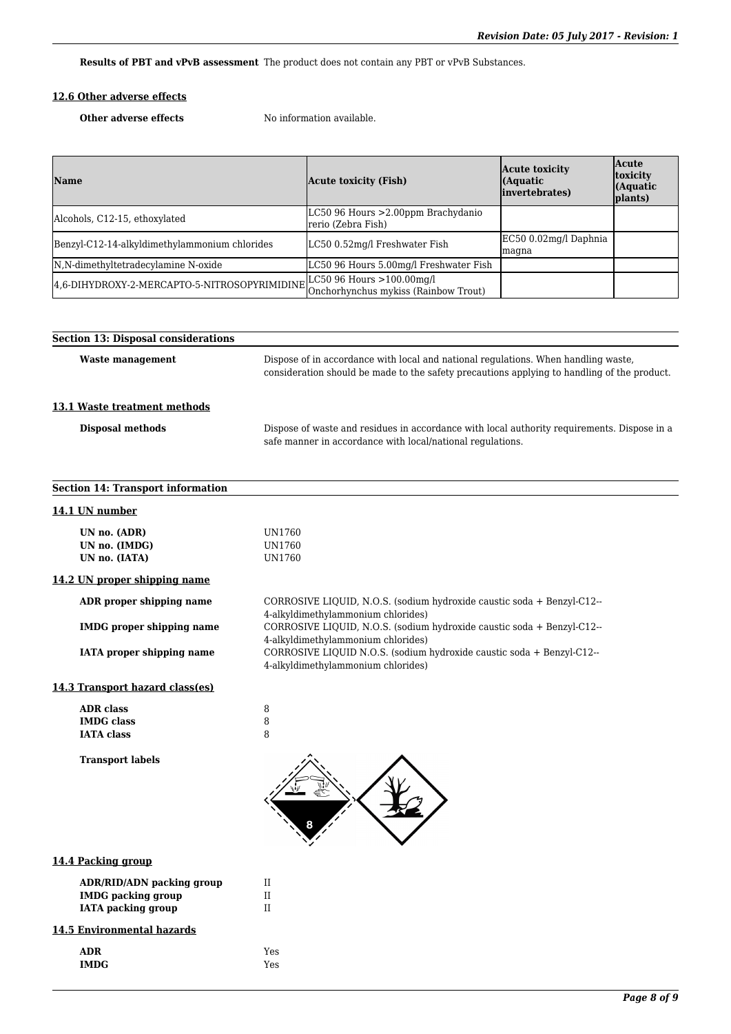**Results of PBT and vPvB assessment** The product does not contain any PBT or vPvB Substances.

### 12.6 Other adverse effects

**Other adverse effects** No information available.

| Name | Acute toxicity (Fish) | Acute toxicity (Aquatic invertebrates) | Acute toxicity (Aquatic plants) |
|---|---|---|---|
| Alcohols, C12-15, ethoxylated | LC50 96 Hours >2.00ppm Brachydanio rerio (Zebra Fish) | | |
| Benzyl-C12-14-alkyldimethylammonium chlorides | LC50 0.52mg/l Freshwater Fish | EC50 0.02mg/l Daphnia magna | |
| N,N-dimethyltetradecylamine N-oxide | LC50 96 Hours 5.00mg/l Freshwater Fish | | |
| 4,6-DIHYDROXY-2-MERCAPTO-5-NITROSOPYRIMIDINE | LC50 96 Hours >100.00mg/l Onchorhynchus mykiss (Rainbow Trout) | | |

## Section 13: Disposal considerations

**Waste management** Dispose of in accordance with local and national regulations. When handling waste, consideration should be made to the safety precautions applying to handling of the product.

### 13.1 Waste treatment methods

**Disposal methods** Dispose of waste and residues in accordance with local authority requirements. Dispose in a safe manner in accordance with local/national regulations.

## Section 14: Transport information

### 14.1 UN number

**UN no. (ADR)** UN1760
**UN no. (IMDG)** UN1760
**UN no. (IATA)** UN1760

### 14.2 UN proper shipping name

**ADR proper shipping name** CORROSIVE LIQUID, N.O.S. (sodium hydroxide caustic soda + Benzyl-C12--4-alkyldimethylammonium chlorides)

**IMDG proper shipping name** CORROSIVE LIQUID, N.O.S. (sodium hydroxide caustic soda + Benzyl-C12--4-alkyldimethylammonium chlorides)

**IATA proper shipping name** CORROSIVE LIQUID N.O.S. (sodium hydroxide caustic soda + Benzyl-C12--4-alkyldimethylammonium chlorides)

### 14.3 Transport hazard class(es)

**ADR class** 8
**IMDG class** 8
**IATA class** 8

**Transport labels**

### 14.4 Packing group

**ADR/RID/ADN packing group** II
**IMDG packing group** II
**IATA packing group** II

### 14.5 Environmental hazards

**ADR** Yes
**IMDG** Yes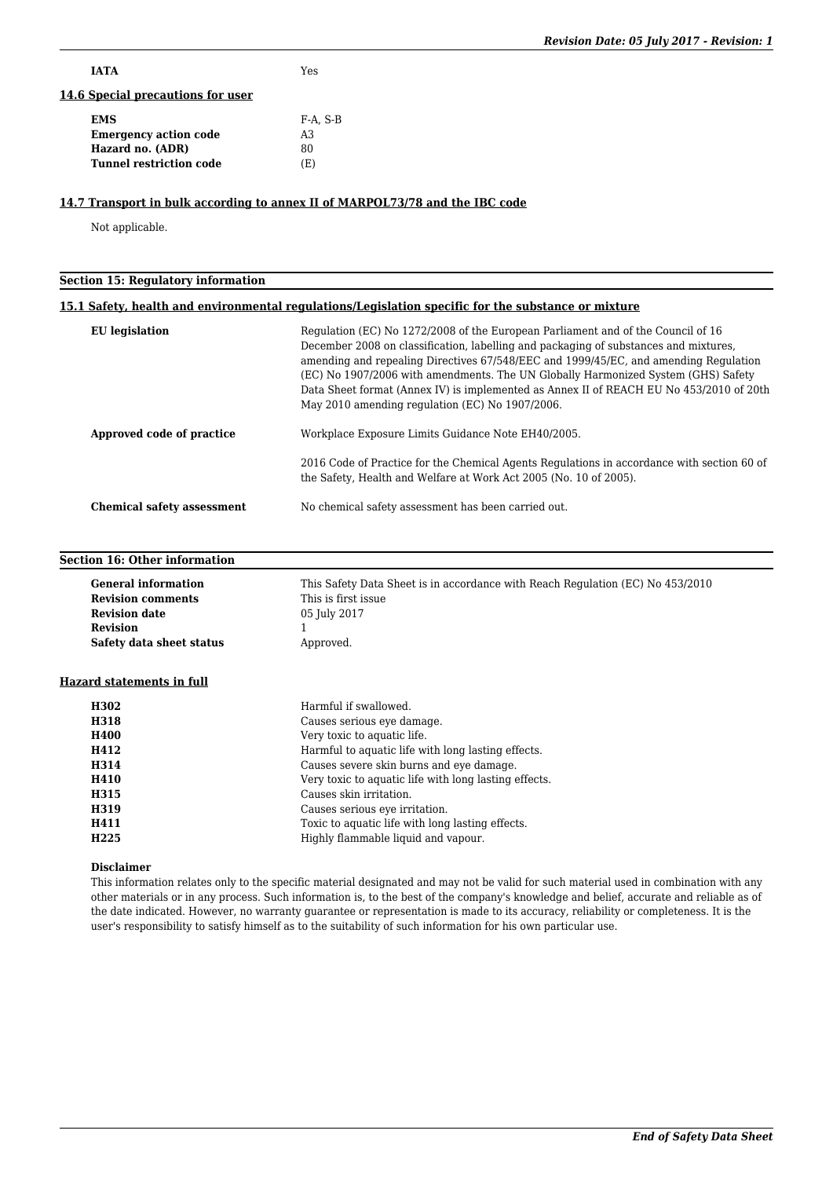| | |
|---|---|
| **IATA** | Yes |

**14.6 Special precautions for user**

| | |
|---|---|
| **EMS** | F-A, S-B |
| **Emergency action code** | A3 |
| **Hazard no. (ADR)** | 80 |
| **Tunnel restriction code** | (E) |

**14.7 Transport in bulk according to annex II of MARPOL73/78 and the IBC code**

Not applicable.

## Section 15: Regulatory information

**15.1 Safety, health and environmental regulations/Legislation specific for the substance or mixture**

| | |
|---|---|
| **EU legislation** | Regulation (EC) No 1272/2008 of the European Parliament and of the Council of 16 December 2008 on classification, labelling and packaging of substances and mixtures, amending and repealing Directives 67/548/EEC and 1999/45/EC, and amending Regulation (EC) No 1907/2006 with amendments. The UN Globally Harmonized System (GHS) Safety Data Sheet format (Annex IV) is implemented as Annex II of REACH EU No 453/2010 of 20th May 2010 amending regulation (EC) No 1907/2006. |
| **Approved code of practice** | Workplace Exposure Limits Guidance Note EH40/2005.<br><br>2016 Code of Practice for the Chemical Agents Regulations in accordance with section 60 of the Safety, Health and Welfare at Work Act 2005 (No. 10 of 2005). |
| **Chemical safety assessment** | No chemical safety assessment has been carried out. |

## Section 16: Other information

| | |
|---|---|
| **General information** | This Safety Data Sheet is in accordance with Reach Regulation (EC) No 453/2010 |
| **Revision comments** | This is first issue |
| **Revision date** | 05 July 2017 |
| **Revision** | 1 |
| **Safety data sheet status** | Approved. |

**Hazard statements in full**

| | |
|---|---|
| **H302** | Harmful if swallowed. |
| **H318** | Causes serious eye damage. |
| **H400** | Very toxic to aquatic life. |
| **H412** | Harmful to aquatic life with long lasting effects. |
| **H314** | Causes severe skin burns and eye damage. |
| **H410** | Very toxic to aquatic life with long lasting effects. |
| **H315** | Causes skin irritation. |
| **H319** | Causes serious eye irritation. |
| **H411** | Toxic to aquatic life with long lasting effects. |
| **H225** | Highly flammable liquid and vapour. |

**Disclaimer**

This information relates only to the specific material designated and may not be valid for such material used in combination with any other materials or in any process. Such information is, to the best of the company's knowledge and belief, accurate and reliable as of the date indicated. However, no warranty guarantee or representation is made to its accuracy, reliability or completeness. It is the user's responsibility to satisfy himself as to the suitability of such information for his own particular use.

***End of Safety Data Sheet***